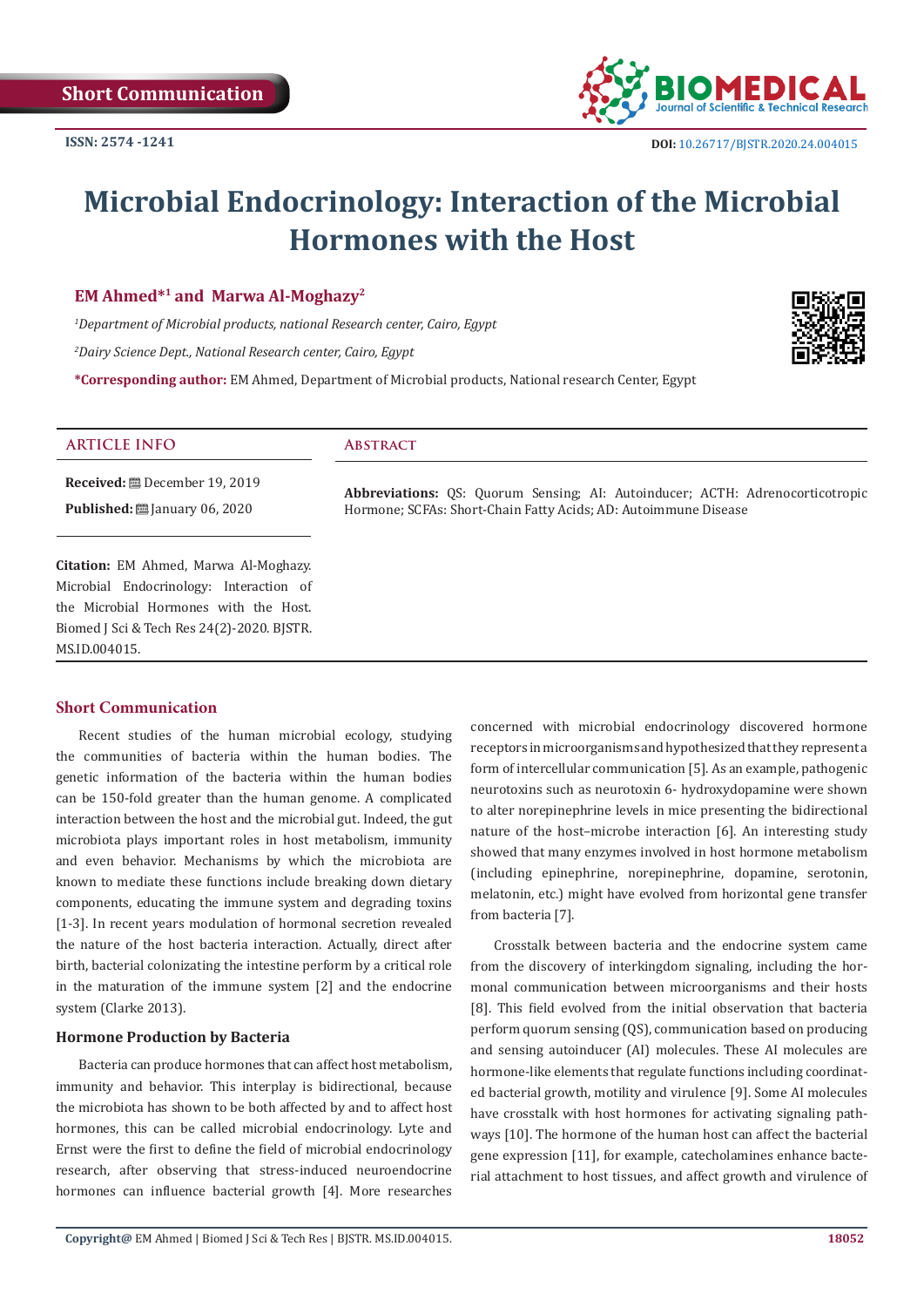Short Communication

ISSN: 2574 -1241

DOI: 10.26717/BJSTR.2020.24.004015

# Microbial Endocrinology: Interaction of the Microbial Hormones with the Host

**EM Ahmed*[1] and Marwa Al-Moghazy[2]**

[1]*Department of Microbial products, national Research center, Cairo, Egypt*

[2]*Dairy Science Dept., National Research center, Cairo, Egypt*

***Corresponding author:** EM Ahmed, Department of Microbial products, National research Center, Egypt

## ARTICLE INFO

**Received:** December 19, 2019

**Published:** January 06, 2020

**Citation:** EM Ahmed, Marwa Al-Moghazy. Microbial Endocrinology: Interaction of the Microbial Hormones with the Host. Biomed J Sci & Tech Res 24(2)-2020. BJSTR. MS.ID.004015.

## Abstract

**Abbreviations:** QS: Quorum Sensing; AI: Autoinducer; ACTH: Adrenocorticotropic Hormone; SCFAs: Short-Chain Fatty Acids; AD: Autoimmune Disease

## Short Communication

Recent studies of the human microbial ecology, studying the communities of bacteria within the human bodies. The genetic information of the bacteria within the human bodies can be 150-fold greater than the human genome. A complicated interaction between the host and the microbial gut. Indeed, the gut microbiota plays important roles in host metabolism, immunity and even behavior. Mechanisms by which the microbiota are known to mediate these functions include breaking down dietary components, educating the immune system and degrading toxins [1-3]. In recent years modulation of hormonal secretion revealed the nature of the host bacteria interaction. Actually, direct after birth, bacterial colonizating the intestine perform by a critical role in the maturation of the immune system [2] and the endocrine system (Clarke 2013).

### Hormone Production by Bacteria

Bacteria can produce hormones that can affect host metabolism, immunity and behavior. This interplay is bidirectional, because the microbiota has shown to be both affected by and to affect host hormones, this can be called microbial endocrinology. Lyte and Ernst were the first to define the field of microbial endocrinology research, after observing that stress-induced neuroendocrine hormones can influence bacterial growth [4]. More researches concerned with microbial endocrinology discovered hormone receptors in microorganisms and hypothesized that they represent a form of intercellular communication [5]. As an example, pathogenic neurotoxins such as neurotoxin 6- hydroxydopamine were shown to alter norepinephrine levels in mice presenting the bidirectional nature of the host–microbe interaction [6]. An interesting study showed that many enzymes involved in host hormone metabolism (including epinephrine, norepinephrine, dopamine, serotonin, melatonin, etc.) might have evolved from horizontal gene transfer from bacteria [7].

Crosstalk between bacteria and the endocrine system came from the discovery of interkingdom signaling, including the hormonal communication between microorganisms and their hosts [8]. This field evolved from the initial observation that bacteria perform quorum sensing (QS), communication based on producing and sensing autoinducer (AI) molecules. These AI molecules are hormone-like elements that regulate functions including coordinated bacterial growth, motility and virulence [9]. Some AI molecules have crosstalk with host hormones for activating signaling pathways [10]. The hormone of the human host can affect the bacterial gene expression [11], for example, catecholamines enhance bacterial attachment to host tissues, and affect growth and virulence of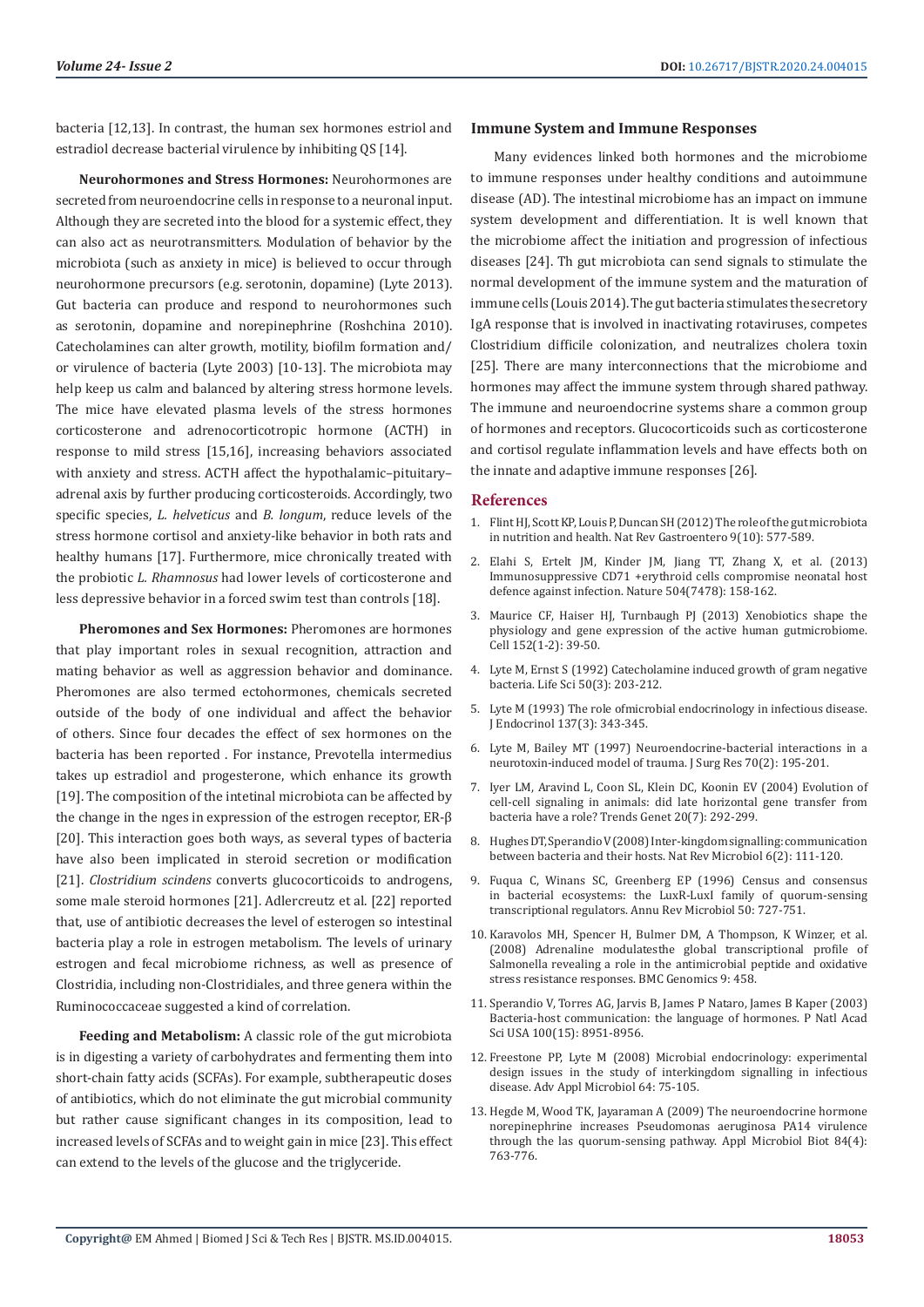bacteria [12,13]. In contrast, the human sex hormones estriol and estradiol decrease bacterial virulence by inhibiting QS [14].

**Neurohormones and Stress Hormones:** Neurohormones are secreted from neuroendocrine cells in response to a neuronal input. Although they are secreted into the blood for a systemic effect, they can also act as neurotransmitters. Modulation of behavior by the microbiota (such as anxiety in mice) is believed to occur through neurohormone precursors (e.g. serotonin, dopamine) (Lyte 2013). Gut bacteria can produce and respond to neurohormones such as serotonin, dopamine and norepinephrine (Roshchina 2010). Catecholamines can alter growth, motility, biofilm formation and/or virulence of bacteria (Lyte 2003) [10-13]. The microbiota may help keep us calm and balanced by altering stress hormone levels. The mice have elevated plasma levels of the stress hormones corticosterone and adrenocorticotropic hormone (ACTH) in response to mild stress [15,16], increasing behaviors associated with anxiety and stress. ACTH affect the hypothalamic–pituitary–adrenal axis by further producing corticosteroids. Accordingly, two specific species, *L. helveticus* and *B. longum*, reduce levels of the stress hormone cortisol and anxiety-like behavior in both rats and healthy humans [17]. Furthermore, mice chronically treated with the probiotic *L. Rhamnosus* had lower levels of corticosterone and less depressive behavior in a forced swim test than controls [18].

**Pheromones and Sex Hormones:** Pheromones are hormones that play important roles in sexual recognition, attraction and mating behavior as well as aggression behavior and dominance. Pheromones are also termed ectohormones, chemicals secreted outside of the body of one individual and affect the behavior of others. Since four decades the effect of sex hormones on the bacteria has been reported . For instance, Prevotella intermedius takes up estradiol and progesterone, which enhance its growth [19]. The composition of the intetinal microbiota can be affected by the change in the nges in expression of the estrogen receptor, ER-β [20]. This interaction goes both ways, as several types of bacteria have also been implicated in steroid secretion or modification [21]. *Clostridium scindens* converts glucocorticoids to androgens, some male steroid hormones [21]. Adlercreutz et al. [22] reported that, use of antibiotic decreases the level of esterogen so intestinal bacteria play a role in estrogen metabolism. The levels of urinary estrogen and fecal microbiome richness, as well as presence of Clostridia, including non-Clostridiales, and three genera within the Ruminococcaceae suggested a kind of correlation.

**Feeding and Metabolism:** A classic role of the gut microbiota is in digesting a variety of carbohydrates and fermenting them into short-chain fatty acids (SCFAs). For example, subtherapeutic doses of antibiotics, which do not eliminate the gut microbial community but rather cause significant changes in its composition, lead to increased levels of SCFAs and to weight gain in mice [23]. This effect can extend to the levels of the glucose and the triglyceride.

## Immune System and Immune Responses

Many evidences linked both hormones and the microbiome to immune responses under healthy conditions and autoimmune disease (AD). The intestinal microbiome has an impact on immune system development and differentiation. It is well known that the microbiome affect the initiation and progression of infectious diseases [24]. Th gut microbiota can send signals to stimulate the normal development of the immune system and the maturation of immune cells (Louis 2014). The gut bacteria stimulates the secretory IgA response that is involved in inactivating rotaviruses, competes Clostridium difficile colonization, and neutralizes cholera toxin [25]. There are many interconnections that the microbiome and hormones may affect the immune system through shared pathway. The immune and neuroendocrine systems share a common group of hormones and receptors. Glucocorticoids such as corticosterone and cortisol regulate inflammation levels and have effects both on the innate and adaptive immune responses [26].

## References

1. Flint HJ, Scott KP, Louis P, Duncan SH (2012) The role of the gut microbiota in nutrition and health. Nat Rev Gastroentero 9(10): 577-589.
2. Elahi S, Ertelt JM, Kinder JM, Jiang TT, Zhang X, et al. (2013) Immunosuppressive CD71 +erythroid cells compromise neonatal host defence against infection. Nature 504(7478): 158-162.
3. Maurice CF, Haiser HJ, Turnbaugh PJ (2013) Xenobiotics shape the physiology and gene expression of the active human gutmicrobiome. Cell 152(1-2): 39-50.
4. Lyte M, Ernst S (1992) Catecholamine induced growth of gram negative bacteria. Life Sci 50(3): 203-212.
5. Lyte M (1993) The role ofmicrobial endocrinology in infectious disease. J Endocrinol 137(3): 343-345.
6. Lyte M, Bailey MT (1997) Neuroendocrine-bacterial interactions in a neurotoxin-induced model of trauma. J Surg Res 70(2): 195-201.
7. Iyer LM, Aravind L, Coon SL, Klein DC, Koonin EV (2004) Evolution of cell-cell signaling in animals: did late horizontal gene transfer from bacteria have a role? Trends Genet 20(7): 292-299.
8. Hughes DT, Sperandio V (2008) Inter-kingdom signalling: communication between bacteria and their hosts. Nat Rev Microbiol 6(2): 111-120.
9. Fuqua C, Winans SC, Greenberg EP (1996) Census and consensus in bacterial ecosystems: the LuxR-LuxI family of quorum-sensing transcriptional regulators. Annu Rev Microbiol 50: 727-751.
10. Karavolos MH, Spencer H, Bulmer DM, A Thompson, K Winzer, et al. (2008) Adrenaline modulatesthe global transcriptional profile of Salmonella revealing a role in the antimicrobial peptide and oxidative stress resistance responses. BMC Genomics 9: 458.
11. Sperandio V, Torres AG, Jarvis B, James P Nataro, James B Kaper (2003) Bacteria-host communication: the language of hormones. P Natl Acad Sci USA 100(15): 8951-8956.
12. Freestone PP, Lyte M (2008) Microbial endocrinology: experimental design issues in the study of interkingdom signalling in infectious disease. Adv Appl Microbiol 64: 75-105.
13. Hegde M, Wood TK, Jayaraman A (2009) The neuroendocrine hormone norepinephrine increases Pseudomonas aeruginosa PA14 virulence through the las quorum-sensing pathway. Appl Microbiol Biot 84(4): 763-776.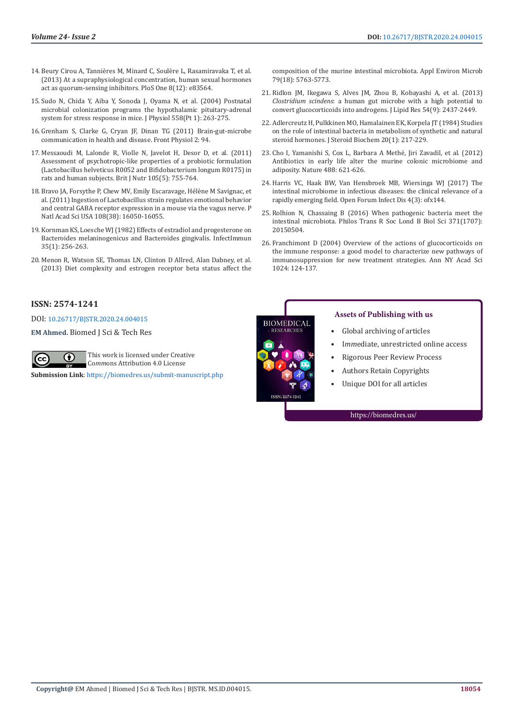14. Beury Cirou A, Tannières M, Minard C, Soulère L, Rasamiravaka T, et al. (2013) At a supraphysiological concentration, human sexual hormones act as quorum-sensing inhibitors. PloS One 8(12): e83564.
15. Sudo N, Chida Y, Aiba Y, Sonoda J, Oyama N, et al. (2004) Postnatal microbial colonization programs the hypothalamic pituitary-adrenal system for stress response in mice. J Physiol 558(Pt 1): 263-275.
16. Grenham S, Clarke G, Cryan JF, Dinan TG (2011) Brain-gut-microbe communication in health and disease. Front Physiol 2: 94.
17. Messaoudi M, Lalonde R, Violle N, Javelot H, Desor D, et al. (2011) Assessment of psychotropic-like properties of a probiotic formulation (Lactobacillus helveticus R0052 and Bifidobacterium longum R0175) in rats and human subjects. Brit J Nutr 105(5): 755-764.
18. Bravo JA, Forsythe P, Chew MV, Emily Escaravage, Hélène M Savignac, et al. (2011) Ingestion of Lactobacillus strain regulates emotional behavior and central GABA receptor expression in a mouse via the vagus nerve. P Natl Acad Sci USA 108(38): 16050-16055.
19. Kornman KS, Loesche WJ (1982) Effects of estradiol and progesterone on Bacteroides melaninogenicus and Bacteroides gingivalis. InfectImmun 35(1): 256-263.
20. Menon R, Watson SE, Thomas LN, Clinton D Allred, Alan Dabney, et al. (2013) Diet complexity and estrogen receptor beta status affect the composition of the murine intestinal microbiota. Appl Environ Microb 79(18): 5763-5773.
21. Ridlon JM, Ikegawa S, Alves JM, Zhou B, Kobayashi A, et al. (2013) *Clostridium scindens*: a human gut microbe with a high potential to convert glucocorticoids into androgens. J Lipid Res 54(9): 2437-2449.
22. Adlercreutz H, Pulkkinen MO, Hamalainen EK, Korpela JT (1984) Studies on the role of intestinal bacteria in metabolism of synthetic and natural steroid hormones. J Steroid Biochem 20(1): 217-229.
23. Cho I, Yamanishi S, Cox L, Barbara A Methé, Jiri Zavadil, et al. (2012) Antibiotics in early life alter the murine colonic microbiome and adiposity. Nature 488: 621-626.
24. Harris VC, Haak BW, Van Hensbroek MB, Wiersinga WJ (2017) The intestinal microbiome in infectious diseases: the clinical relevance of a rapidly emerging field. Open Forum Infect Dis 4(3): ofx144.
25. Rolhion N, Chassaing B (2016) When pathogenic bacteria meet the intestinal microbiota. Philos Trans R Soc Lond B Biol Sci 371(1707): 20150504.
26. Franchimont D (2004) Overview of the actions of glucocorticoids on the immune response: a good model to characterize new pathways of immunosuppression for new treatment strategies. Ann NY Acad Sci 1024: 124-137.

**ISSN: 2574-1241**

DOI: 10.26717/BJSTR.2020.24.004015

**EM Ahmed.** Biomed J Sci & Tech Res

This work is licensed under Creative Commons Attribution 4.0 License

**Submission Link**: https://biomedres.us/submit-manuscript.php

**Assets of Publishing with us**

- Global archiving of articles
- Immediate, unrestricted online access
- Rigorous Peer Review Process
- Authors Retain Copyrights
- Unique DOI for all articles

https://biomedres.us/